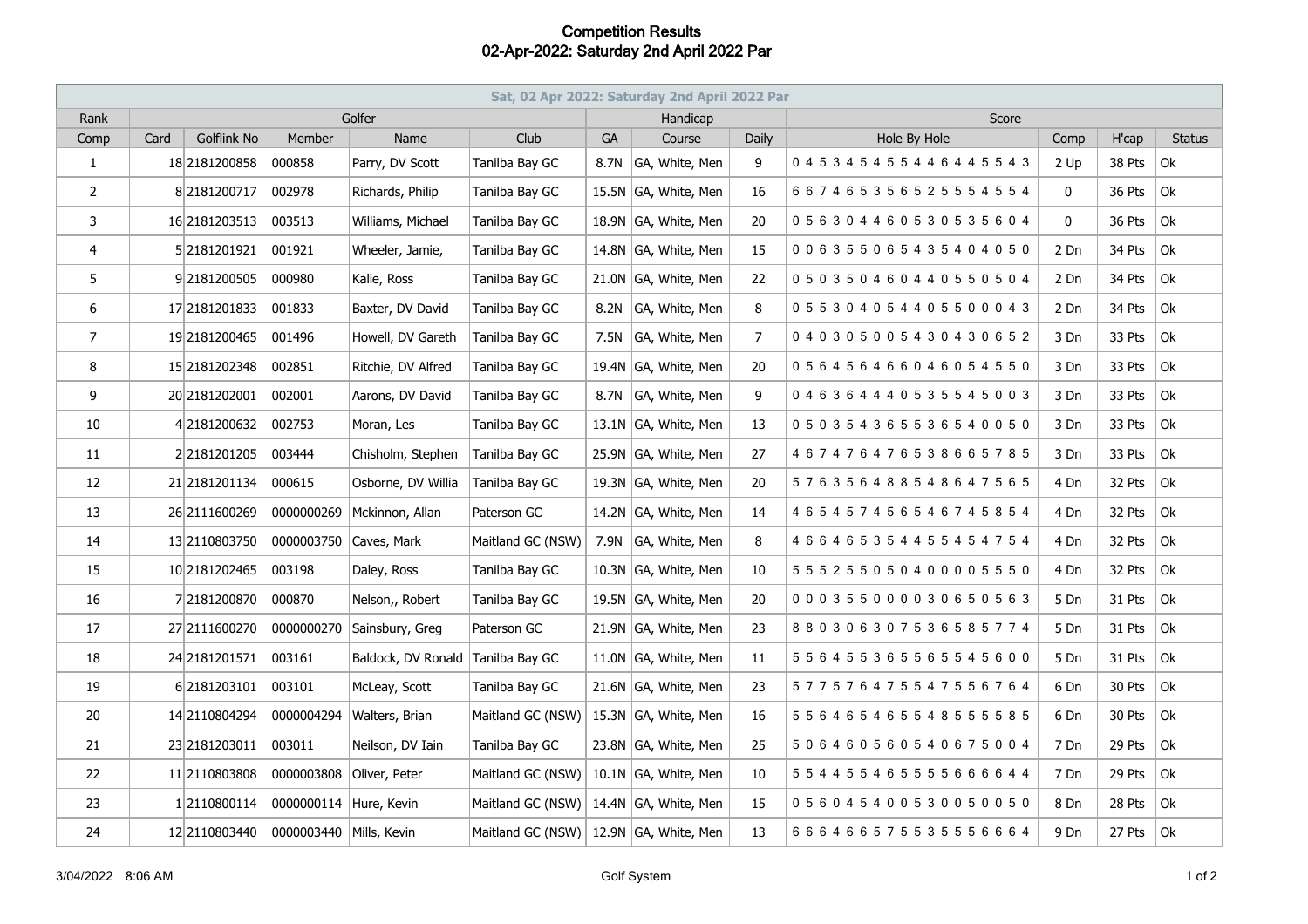# Competition Results
## 02-Apr-2022: Saturday 2nd April 2022 Par

| Sat, 02 Apr 2022: Saturday 2nd April 2022 Par | | | | | | | | | | | | |
|---|---|---|---|---|---|---|---|---|---|---|---|---|
| Rank | Golfer | | | | | Handicap | | | Score | | | |
| Comp | Card | Golflink No | Member | Name | Club | GA | Course | Daily | Hole By Hole | Comp | H'cap | Status |
| 1 | 18 | 2181200858 | 000858 | Parry, DV Scott | Tanilba Bay GC | 8.7N | GA, White, Men | 9 | 0 4 5 3 4 5 4 5 5 4 4 6 4 4 5 5 4 3 | 2 Up | 38 Pts | Ok |
| 2 | 8 | 2181200717 | 002978 | Richards, Philip | Tanilba Bay GC | 15.5N | GA, White, Men | 16 | 6 6 7 4 6 5 3 5 6 5 2 5 5 5 4 5 5 4 | 0 | 36 Pts | Ok |
| 3 | 16 | 2181203513 | 003513 | Williams, Michael | Tanilba Bay GC | 18.9N | GA, White, Men | 20 | 0 5 6 3 0 4 4 6 0 5 3 0 5 3 5 6 0 4 | 0 | 36 Pts | Ok |
| 4 | 5 | 2181201921 | 001921 | Wheeler, Jamie, | Tanilba Bay GC | 14.8N | GA, White, Men | 15 | 0 0 6 3 5 5 0 6 5 4 3 5 4 0 4 0 5 0 | 2 Dn | 34 Pts | Ok |
| 5 | 9 | 2181200505 | 000980 | Kalie, Ross | Tanilba Bay GC | 21.0N | GA, White, Men | 22 | 0 5 0 3 5 0 4 6 0 4 4 0 5 5 0 5 0 4 | 2 Dn | 34 Pts | Ok |
| 6 | 17 | 2181201833 | 001833 | Baxter, DV David | Tanilba Bay GC | 8.2N | GA, White, Men | 8 | 0 5 5 3 0 4 0 5 4 4 0 5 5 0 0 0 4 3 | 2 Dn | 34 Pts | Ok |
| 7 | 19 | 2181200465 | 001496 | Howell, DV Gareth | Tanilba Bay GC | 7.5N | GA, White, Men | 7 | 0 4 0 3 0 5 0 0 5 4 3 0 4 3 0 6 5 2 | 3 Dn | 33 Pts | Ok |
| 8 | 15 | 2181202348 | 002851 | Ritchie, DV Alfred | Tanilba Bay GC | 19.4N | GA, White, Men | 20 | 0 5 6 4 5 6 4 6 6 0 4 6 0 5 4 5 5 0 | 3 Dn | 33 Pts | Ok |
| 9 | 20 | 2181202001 | 002001 | Aarons, DV David | Tanilba Bay GC | 8.7N | GA, White, Men | 9 | 0 4 6 3 6 4 4 4 0 5 3 5 5 4 5 0 0 3 | 3 Dn | 33 Pts | Ok |
| 10 | 4 | 2181200632 | 002753 | Moran, Les | Tanilba Bay GC | 13.1N | GA, White, Men | 13 | 0 5 0 3 5 4 3 6 5 5 3 6 5 4 0 0 5 0 | 3 Dn | 33 Pts | Ok |
| 11 | 2 | 2181201205 | 003444 | Chisholm, Stephen | Tanilba Bay GC | 25.9N | GA, White, Men | 27 | 4 6 7 4 7 6 4 7 6 5 3 8 6 6 5 7 8 5 | 3 Dn | 33 Pts | Ok |
| 12 | 21 | 2181201134 | 000615 | Osborne, DV Willia | Tanilba Bay GC | 19.3N | GA, White, Men | 20 | 5 7 6 3 5 6 4 8 8 5 4 8 6 4 7 5 6 5 | 4 Dn | 32 Pts | Ok |
| 13 | 26 | 2111600269 | 0000000269 | Mckinnon, Allan | Paterson GC | 14.2N | GA, White, Men | 14 | 4 6 5 4 5 7 4 5 6 5 4 6 7 4 5 8 5 4 | 4 Dn | 32 Pts | Ok |
| 14 | 13 | 2110803750 | 0000003750 | Caves, Mark | Maitland GC (NSW) | 7.9N | GA, White, Men | 8 | 4 6 6 4 6 5 3 5 4 4 5 5 4 5 4 7 5 4 | 4 Dn | 32 Pts | Ok |
| 15 | 10 | 2181202465 | 003198 | Daley, Ross | Tanilba Bay GC | 10.3N | GA, White, Men | 10 | 5 5 5 2 5 5 0 5 0 4 0 0 0 0 5 5 5 0 | 4 Dn | 32 Pts | Ok |
| 16 | 7 | 2181200870 | 000870 | Nelson,, Robert | Tanilba Bay GC | 19.5N | GA, White, Men | 20 | 0 0 0 3 5 5 0 0 0 0 3 0 6 5 0 5 6 3 | 5 Dn | 31 Pts | Ok |
| 17 | 27 | 2111600270 | 0000000270 | Sainsbury, Greg | Paterson GC | 21.9N | GA, White, Men | 23 | 8 8 0 3 0 6 3 0 7 5 3 6 5 8 5 7 7 4 | 5 Dn | 31 Pts | Ok |
| 18 | 24 | 2181201571 | 003161 | Baldock, DV Ronald | Tanilba Bay GC | 11.0N | GA, White, Men | 11 | 5 5 6 4 5 5 3 6 5 5 6 5 5 4 5 6 0 0 | 5 Dn | 31 Pts | Ok |
| 19 | 6 | 2181203101 | 003101 | McLeay, Scott | Tanilba Bay GC | 21.6N | GA, White, Men | 23 | 5 7 7 5 7 6 4 7 5 5 4 7 5 5 6 7 6 4 | 6 Dn | 30 Pts | Ok |
| 20 | 14 | 2110804294 | 0000004294 | Walters, Brian | Maitland GC (NSW) | 15.3N | GA, White, Men | 16 | 5 5 6 4 6 5 4 6 5 5 4 8 5 5 5 5 8 5 | 6 Dn | 30 Pts | Ok |
| 21 | 23 | 2181203011 | 003011 | Neilson, DV Iain | Tanilba Bay GC | 23.8N | GA, White, Men | 25 | 5 0 6 4 6 0 5 6 0 5 4 0 6 7 5 0 0 4 | 7 Dn | 29 Pts | Ok |
| 22 | 11 | 2110803808 | 0000003808 | Oliver, Peter | Maitland GC (NSW) | 10.1N | GA, White, Men | 10 | 5 5 4 4 5 5 4 6 5 5 5 5 6 6 6 6 4 4 | 7 Dn | 29 Pts | Ok |
| 23 | 1 | 2110800114 | 0000000114 | Hure, Kevin | Maitland GC (NSW) | 14.4N | GA, White, Men | 15 | 0 5 6 0 4 5 4 0 0 5 3 0 0 5 0 0 5 0 | 8 Dn | 28 Pts | Ok |
| 24 | 12 | 2110803440 | 0000003440 | Mills, Kevin | Maitland GC (NSW) | 12.9N | GA, White, Men | 13 | 6 6 6 4 6 6 5 7 5 5 3 5 5 5 6 6 6 4 | 9 Dn | 27 Pts | Ok |

3/04/2022 8:06 AM Golf System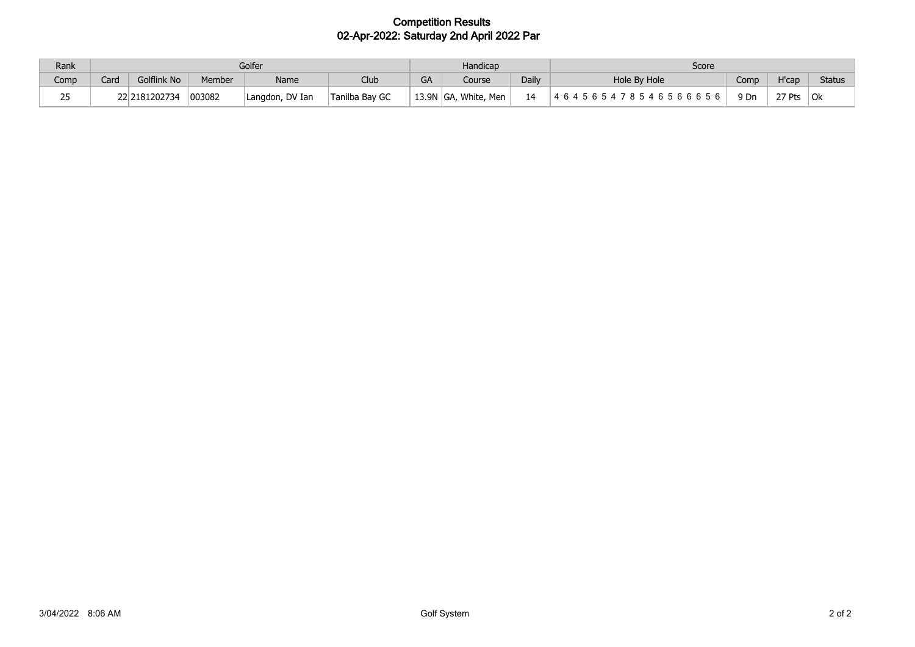# Competition Results
## 02-Apr-2022: Saturday 2nd April 2022 Par

| Rank | Golfer | | | | | Handicap | | | Score | | | |
|---|---|---|---|---|---|---|---|---|---|---|---|---|
| Comp | Card | Golflink No | Member | Name | Club | GA | Course | Daily | Hole By Hole | Comp | H'cap | Status |
| 25 | 22 | 2181202734 | 003082 | Langdon, DV Ian | Tanilba Bay GC | 13.9N | GA, White, Men | 14 | 4 6 4 5 6 5 4 7 8 5 4 6 5 6 6 6 5 6 | 9 Dn | 27 Pts | Ok |

3/04/2022 8:06 AM Golf System